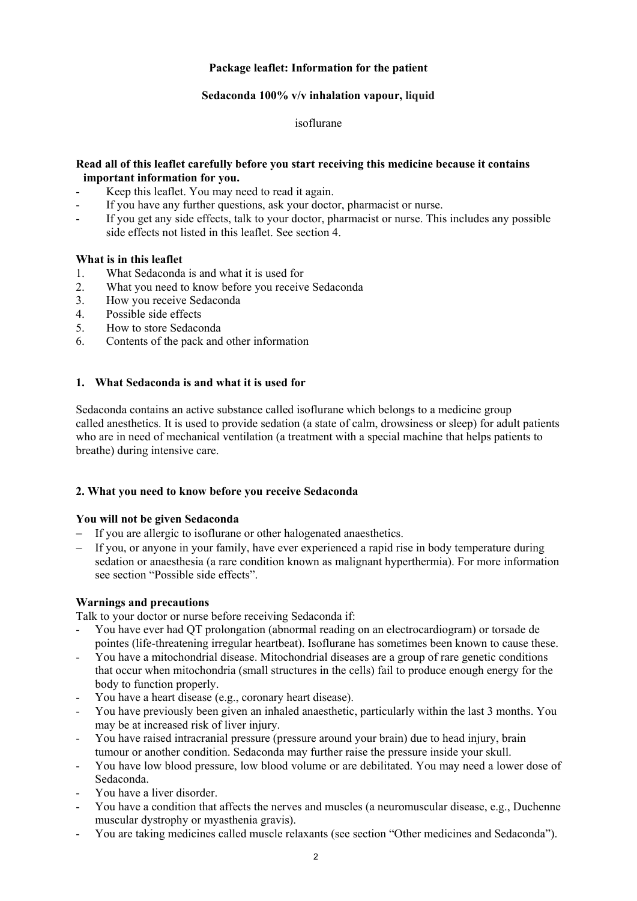**Package leaflet: Information for the patient**

**Sedaconda 100% v/v inhalation vapour, liquid**

isoflurane

**Read all of this leaflet carefully before you start receiving this medicine because it contains important information for you.**

- Keep this leaflet. You may need to read it again.
- If you have any further questions, ask your doctor, pharmacist or nurse.
- If you get any side effects, talk to your doctor, pharmacist or nurse. This includes any possible side effects not listed in this leaflet. See section 4.

**What is in this leaflet**

1. What Sedaconda is and what it is used for
2. What you need to know before you receive Sedaconda
3. How you receive Sedaconda
4. Possible side effects
5. How to store Sedaconda
6. Contents of the pack and other information

## 1. What Sedaconda is and what it is used for

Sedaconda contains an active substance called isoflurane which belongs to a medicine group called anesthetics. It is used to provide sedation (a state of calm, drowsiness or sleep) for adult patients who are in need of mechanical ventilation (a treatment with a special machine that helps patients to breathe) during intensive care.

## 2. What you need to know before you receive Sedaconda

**You will not be given Sedaconda**

- If you are allergic to isoflurane or other halogenated anaesthetics.
- If you, or anyone in your family, have ever experienced a rapid rise in body temperature during sedation or anaesthesia (a rare condition known as malignant hyperthermia). For more information see section "Possible side effects".

**Warnings and precautions**

Talk to your doctor or nurse before receiving Sedaconda if:

- You have ever had QT prolongation (abnormal reading on an electrocardiogram) or torsade de pointes (life-threatening irregular heartbeat). Isoflurane has sometimes been known to cause these.
- You have a mitochondrial disease. Mitochondrial diseases are a group of rare genetic conditions that occur when mitochondria (small structures in the cells) fail to produce enough energy for the body to function properly.
- You have a heart disease (e.g., coronary heart disease).
- You have previously been given an inhaled anaesthetic, particularly within the last 3 months. You may be at increased risk of liver injury.
- You have raised intracranial pressure (pressure around your brain) due to head injury, brain tumour or another condition. Sedaconda may further raise the pressure inside your skull.
- You have low blood pressure, low blood volume or are debilitated. You may need a lower dose of Sedaconda.
- You have a liver disorder.
- You have a condition that affects the nerves and muscles (a neuromuscular disease, e.g., Duchenne muscular dystrophy or myasthenia gravis).
- You are taking medicines called muscle relaxants (see section "Other medicines and Sedaconda").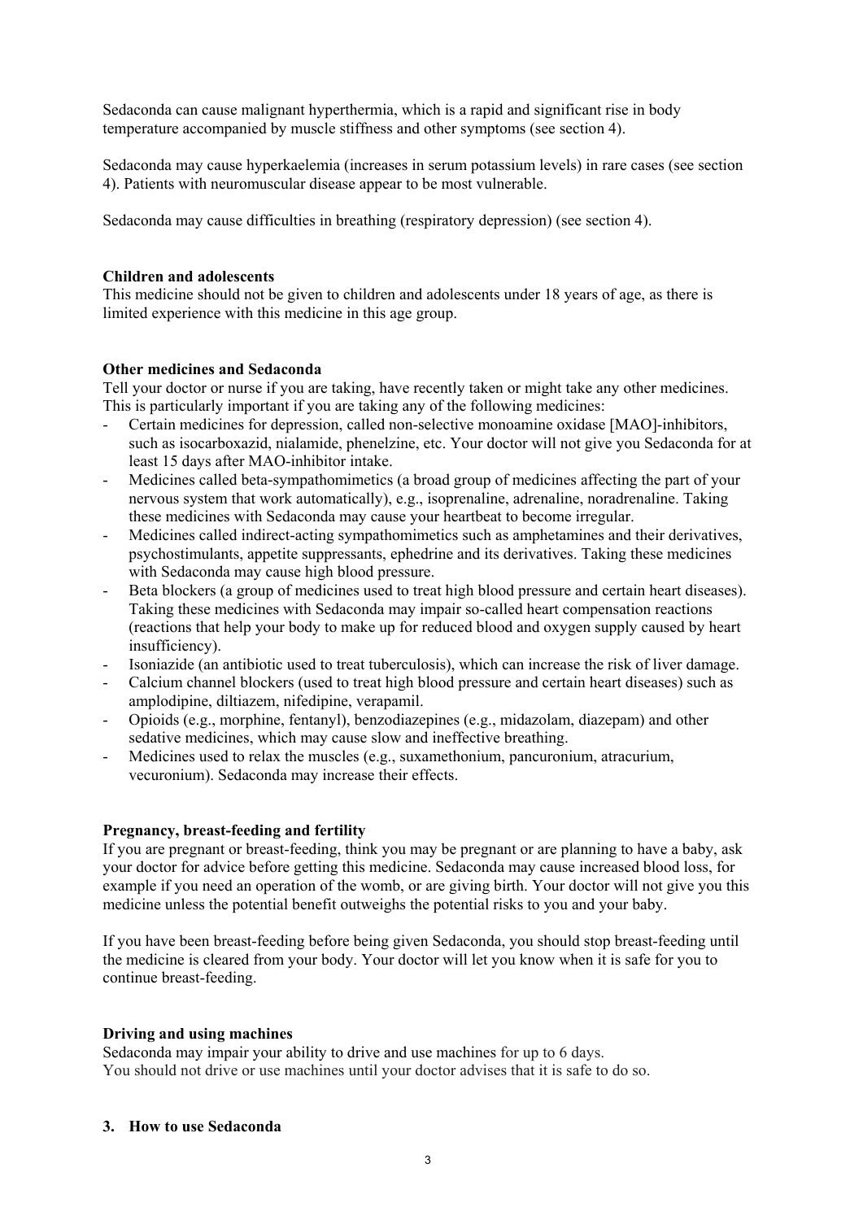Sedaconda can cause malignant hyperthermia, which is a rapid and significant rise in body temperature accompanied by muscle stiffness and other symptoms (see section 4).

Sedaconda may cause hyperkaelemia (increases in serum potassium levels) in rare cases (see section 4). Patients with neuromuscular disease appear to be most vulnerable.

Sedaconda may cause difficulties in breathing (respiratory depression) (see section 4).

**Children and adolescents**

This medicine should not be given to children and adolescents under 18 years of age, as there is limited experience with this medicine in this age group.

**Other medicines and Sedaconda**

Tell your doctor or nurse if you are taking, have recently taken or might take any other medicines. This is particularly important if you are taking any of the following medicines:

- Certain medicines for depression, called non-selective monoamine oxidase [MAO]-inhibitors, such as isocarboxazid, nialamide, phenelzine, etc. Your doctor will not give you Sedaconda for at least 15 days after MAO-inhibitor intake.
- Medicines called beta-sympathomimetics (a broad group of medicines affecting the part of your nervous system that work automatically), e.g., isoprenaline, adrenaline, noradrenaline. Taking these medicines with Sedaconda may cause your heartbeat to become irregular.
- Medicines called indirect-acting sympathomimetics such as amphetamines and their derivatives, psychostimulants, appetite suppressants, ephedrine and its derivatives. Taking these medicines with Sedaconda may cause high blood pressure.
- Beta blockers (a group of medicines used to treat high blood pressure and certain heart diseases). Taking these medicines with Sedaconda may impair so-called heart compensation reactions (reactions that help your body to make up for reduced blood and oxygen supply caused by heart insufficiency).
- Isoniazide (an antibiotic used to treat tuberculosis), which can increase the risk of liver damage.
- Calcium channel blockers (used to treat high blood pressure and certain heart diseases) such as amplodipine, diltiazem, nifedipine, verapamil.
- Opioids (e.g., morphine, fentanyl), benzodiazepines (e.g., midazolam, diazepam) and other sedative medicines, which may cause slow and ineffective breathing.
- Medicines used to relax the muscles (e.g., suxamethonium, pancuronium, atracurium, vecuronium). Sedaconda may increase their effects.

**Pregnancy, breast-feeding and fertility**

If you are pregnant or breast-feeding, think you may be pregnant or are planning to have a baby, ask your doctor for advice before getting this medicine. Sedaconda may cause increased blood loss, for example if you need an operation of the womb, or are giving birth. Your doctor will not give you this medicine unless the potential benefit outweighs the potential risks to you and your baby.

If you have been breast-feeding before being given Sedaconda, you should stop breast-feeding until the medicine is cleared from your body. Your doctor will let you know when it is safe for you to continue breast-feeding.

**Driving and using machines**

Sedaconda may impair your ability to drive and use machines for up to 6 days.
You should not drive or use machines until your doctor advises that it is safe to do so.

## 3. How to use Sedaconda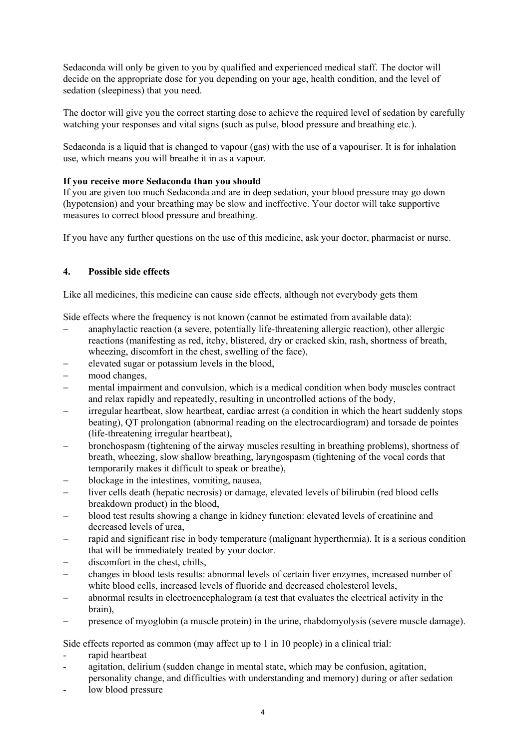Sedaconda will only be given to you by qualified and experienced medical staff. The doctor will decide on the appropriate dose for you depending on your age, health condition, and the level of sedation (sleepiness) that you need.

The doctor will give you the correct starting dose to achieve the required level of sedation by carefully watching your responses and vital signs (such as pulse, blood pressure and breathing etc.).

Sedaconda is a liquid that is changed to vapour (gas) with the use of a vapouriser. It is for inhalation use, which means you will breathe it in as a vapour.

**If you receive more Sedaconda than you should**
If you are given too much Sedaconda and are in deep sedation, your blood pressure may go down (hypotension) and your breathing may be slow and ineffective. Your doctor will take supportive measures to correct blood pressure and breathing.

If you have any further questions on the use of this medicine, ask your doctor, pharmacist or nurse.

## 4. Possible side effects

Like all medicines, this medicine can cause side effects, although not everybody gets them

Side effects where the frequency is not known (cannot be estimated from available data):

- anaphylactic reaction (a severe, potentially life-threatening allergic reaction), other allergic reactions (manifesting as red, itchy, blistered, dry or cracked skin, rash, shortness of breath, wheezing, discomfort in the chest, swelling of the face),
- elevated sugar or potassium levels in the blood,
- mood changes,
- mental impairment and convulsion, which is a medical condition when body muscles contract and relax rapidly and repeatedly, resulting in uncontrolled actions of the body,
- irregular heartbeat, slow heartbeat, cardiac arrest (a condition in which the heart suddenly stops beating), QT prolongation (abnormal reading on the electrocardiogram) and torsade de pointes (life-threatening irregular heartbeat),
- bronchospasm (tightening of the airway muscles resulting in breathing problems), shortness of breath, wheezing, slow shallow breathing, laryngospasm (tightening of the vocal cords that temporarily makes it difficult to speak or breathe),
- blockage in the intestines, vomiting, nausea,
- liver cells death (hepatic necrosis) or damage, elevated levels of bilirubin (red blood cells breakdown product) in the blood,
- blood test results showing a change in kidney function: elevated levels of creatinine and decreased levels of urea,
- rapid and significant rise in body temperature (malignant hyperthermia). It is a serious condition that will be immediately treated by your doctor.
- discomfort in the chest, chills,
- changes in blood tests results: abnormal levels of certain liver enzymes, increased number of white blood cells, increased levels of fluoride and decreased cholesterol levels,
- abnormal results in electroencephalogram (a test that evaluates the electrical activity in the brain),
- presence of myoglobin (a muscle protein) in the urine, rhabdomyolysis (severe muscle damage).

Side effects reported as common (may affect up to 1 in 10 people) in a clinical trial:

- rapid heartbeat
- agitation, delirium (sudden change in mental state, which may be confusion, agitation, personality change, and difficulties with understanding and memory) during or after sedation
- low blood pressure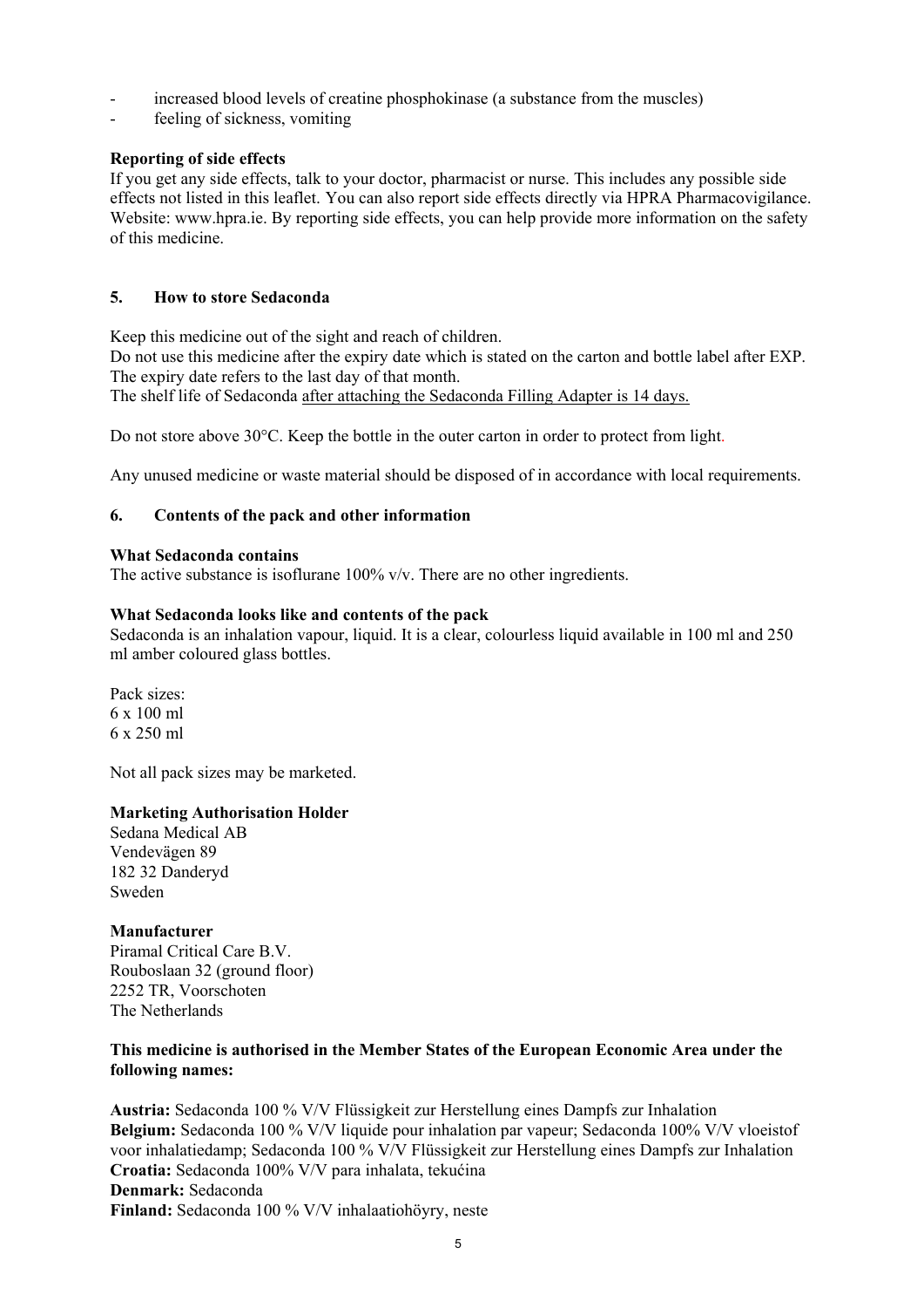- increased blood levels of creatine phosphokinase (a substance from the muscles)
- feeling of sickness, vomiting

**Reporting of side effects**

If you get any side effects, talk to your doctor, pharmacist or nurse. This includes any possible side effects not listed in this leaflet. You can also report side effects directly via HPRA Pharmacovigilance. Website: www.hpra.ie. By reporting side effects, you can help provide more information on the safety of this medicine.

## 5. How to store Sedaconda

Keep this medicine out of the sight and reach of children.

Do not use this medicine after the expiry date which is stated on the carton and bottle label after EXP. The expiry date refers to the last day of that month.

The shelf life of Sedaconda after attaching the Sedaconda Filling Adapter is 14 days.

Do not store above 30°C. Keep the bottle in the outer carton in order to protect from light.

Any unused medicine or waste material should be disposed of in accordance with local requirements.

## 6. Contents of the pack and other information

**What Sedaconda contains**

The active substance is isoflurane 100% v/v. There are no other ingredients.

**What Sedaconda looks like and contents of the pack**

Sedaconda is an inhalation vapour, liquid. It is a clear, colourless liquid available in 100 ml and 250 ml amber coloured glass bottles.

Pack sizes:
6 x 100 ml
6 x 250 ml

Not all pack sizes may be marketed.

**Marketing Authorisation Holder**

Sedana Medical AB
Vendevägen 89
182 32 Danderyd
Sweden

**Manufacturer**

Piramal Critical Care B.V.
Rouboslaan 32 (ground floor)
2252 TR, Voorschoten
The Netherlands

**This medicine is authorised in the Member States of the European Economic Area under the following names:**

**Austria:** Sedaconda 100 % V/V Flüssigkeit zur Herstellung eines Dampfs zur Inhalation
**Belgium:** Sedaconda 100 % V/V liquide pour inhalation par vapeur; Sedaconda 100% V/V vloeistof voor inhalatiedamp; Sedaconda 100 % V/V Flüssigkeit zur Herstellung eines Dampfs zur Inhalation
**Croatia:** Sedaconda 100% V/V para inhalata, tekućina
**Denmark:** Sedaconda
**Finland:** Sedaconda 100 % V/V inhalaatiohöyry, neste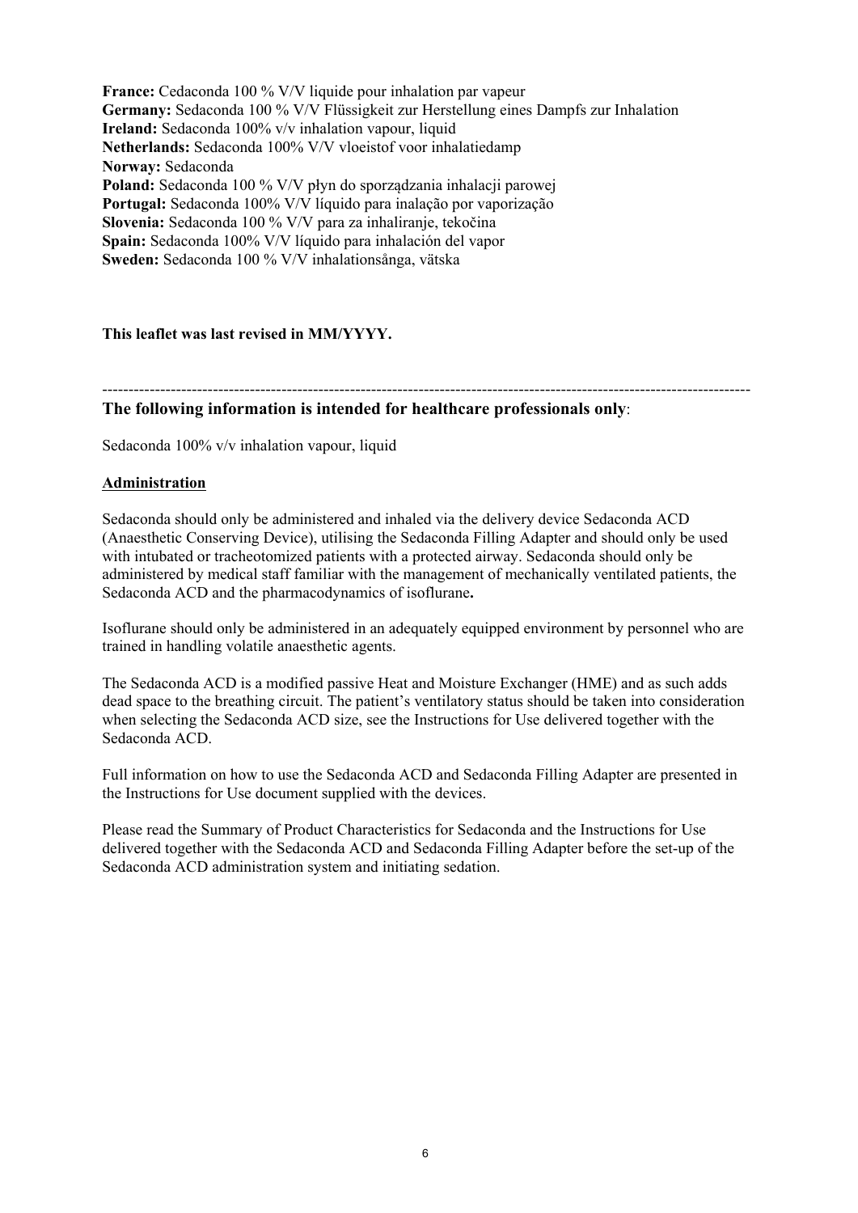**France:** Cedaconda 100 % V/V liquide pour inhalation par vapeur
**Germany:** Sedaconda 100 % V/V Flüssigkeit zur Herstellung eines Dampfs zur Inhalation
**Ireland:** Sedaconda 100% v/v inhalation vapour, liquid
**Netherlands:** Sedaconda 100% V/V vloeistof voor inhalatiedamp
**Norway:** Sedaconda
**Poland:** Sedaconda 100 % V/V płyn do sporządzania inhalacji parowej
**Portugal:** Sedaconda 100% V/V líquido para inalação por vaporização
**Slovenia:** Sedaconda 100 % V/V para za inhaliranje, tekočina
**Spain:** Sedaconda 100% V/V líquido para inhalación del vapor
**Sweden:** Sedaconda 100 % V/V inhalationsånga, vätska

**This leaflet was last revised in MM/YYYY.**

---

### The following information is intended for healthcare professionals only:

Sedaconda 100% v/v inhalation vapour, liquid

**Administration**

Sedaconda should only be administered and inhaled via the delivery device Sedaconda ACD (Anaesthetic Conserving Device), utilising the Sedaconda Filling Adapter and should only be used with intubated or tracheotomized patients with a protected airway. Sedaconda should only be administered by medical staff familiar with the management of mechanically ventilated patients, the Sedaconda ACD and the pharmacodynamics of isoflurane**.**

Isoflurane should only be administered in an adequately equipped environment by personnel who are trained in handling volatile anaesthetic agents.

The Sedaconda ACD is a modified passive Heat and Moisture Exchanger (HME) and as such adds dead space to the breathing circuit. The patient's ventilatory status should be taken into consideration when selecting the Sedaconda ACD size, see the Instructions for Use delivered together with the Sedaconda ACD.

Full information on how to use the Sedaconda ACD and Sedaconda Filling Adapter are presented in the Instructions for Use document supplied with the devices.

Please read the Summary of Product Characteristics for Sedaconda and the Instructions for Use delivered together with the Sedaconda ACD and Sedaconda Filling Adapter before the set-up of the Sedaconda ACD administration system and initiating sedation.